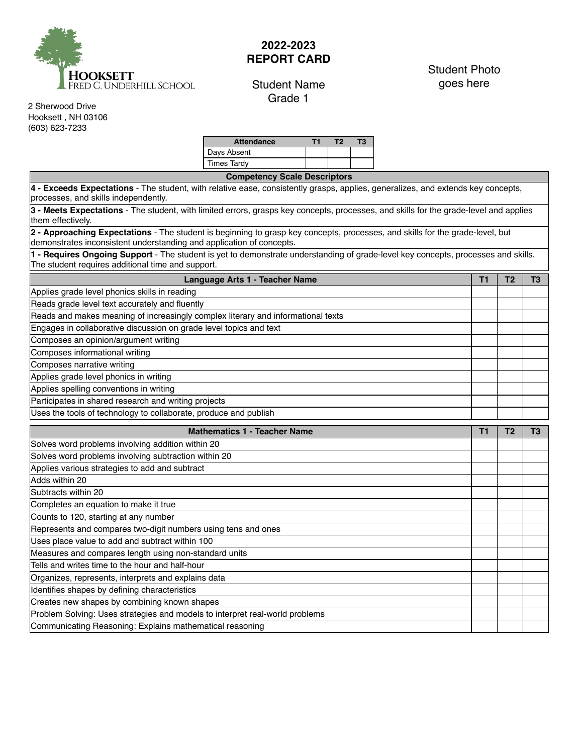**HOOKSETT**
FRED C. UNDERHILL SCHOOL

2 Sherwood Drive
Hooksett , NH 03106
(603) 623-7233

# 2022-2023 REPORT CARD

Student Name
Grade 1

Student Photo goes here

| Attendance | T1 | T2 | T3 |
|---|---|---|---|
| Days Absent | | | |
| Times Tardy | | | |

| Competency Scale Descriptors |
|---|
| **4 - Exceeds Expectations** - The student, with relative ease, consistently grasps, applies, generalizes, and extends key concepts, processes, and skills independently. |
| **3 - Meets Expectations** - The student, with limited errors, grasps key concepts, processes, and skills for the grade-level and applies them effectively. |
| **2 - Approaching Expectations** - The student is beginning to grasp key concepts, processes, and skills for the grade-level, but demonstrates inconsistent understanding and application of concepts. |
| **1 - Requires Ongoing Support** - The student is yet to demonstrate understanding of grade-level key concepts, processes and skills. The student requires additional time and support. |

| Language Arts 1 - Teacher Name | T1 | T2 | T3 |
|---|---|---|---|
| Applies grade level phonics skills in reading | | | |
| Reads grade level text accurately and fluently | | | |
| Reads and makes meaning of increasingly complex literary and informational texts | | | |
| Engages in collaborative discussion on grade level topics and text | | | |
| Composes an opinion/argument writing | | | |
| Composes informational writing | | | |
| Composes narrative writing | | | |
| Applies grade level phonics in writing | | | |
| Applies spelling conventions in writing | | | |
| Participates in shared research and writing projects | | | |
| Uses the tools of technology to collaborate, produce and publish | | | |

| Mathematics 1 - Teacher Name | T1 | T2 | T3 |
|---|---|---|---|
| Solves word problems involving addition within 20 | | | |
| Solves word problems involving subtraction within 20 | | | |
| Applies various strategies to add and subtract | | | |
| Adds within 20 | | | |
| Subtracts within 20 | | | |
| Completes an equation to make it true | | | |
| Counts to 120, starting at any number | | | |
| Represents and compares two-digit numbers using tens and ones | | | |
| Uses place value to add and subtract within 100 | | | |
| Measures and compares length using non-standard units | | | |
| Tells and writes time to the hour and half-hour | | | |
| Organizes, represents, interprets and explains data | | | |
| Identifies shapes by defining characteristics | | | |
| Creates new shapes by combining known shapes | | | |
| Problem Solving: Uses strategies and models to interpret real-world problems | | | |
| Communicating Reasoning: Explains mathematical reasoning | | | |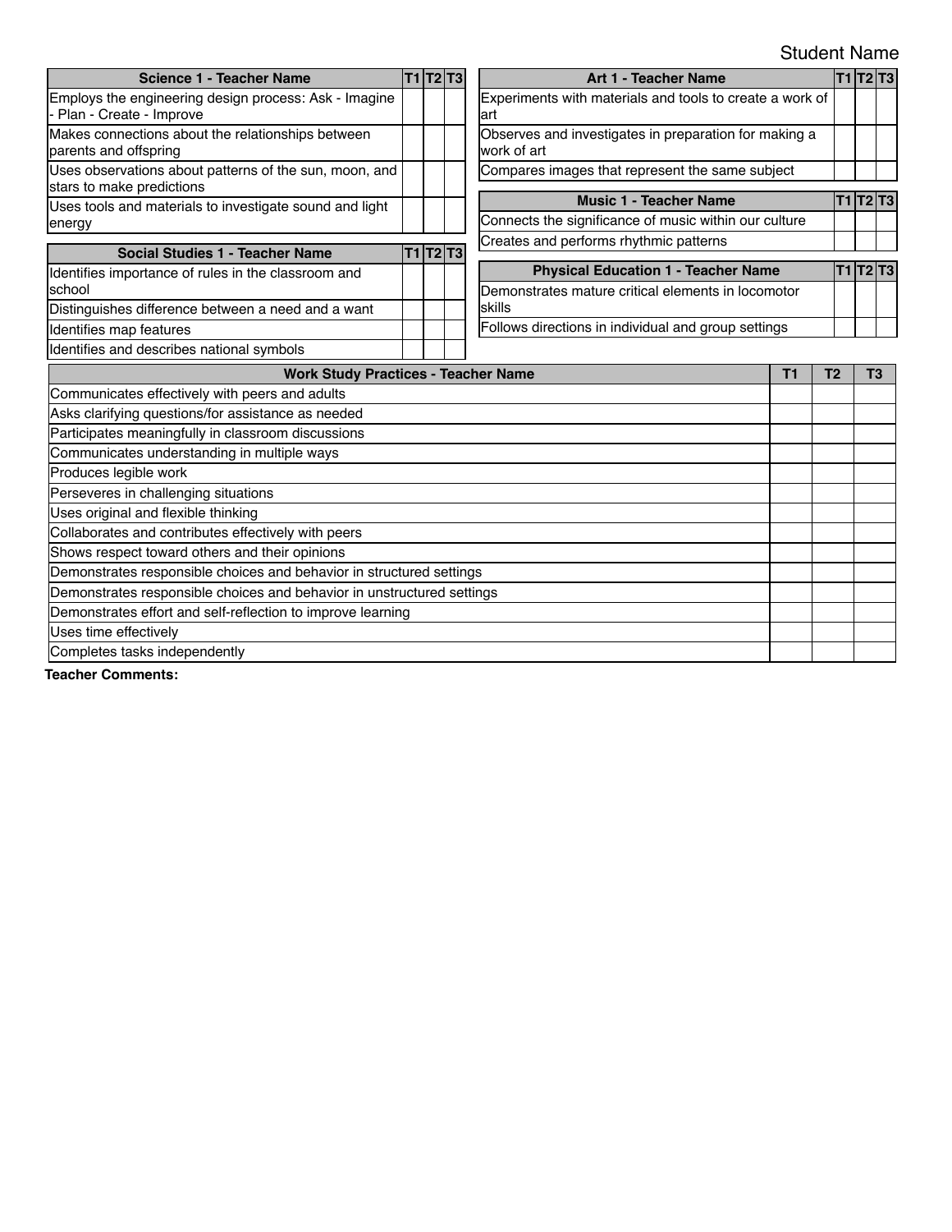Student Name

| Science 1 - Teacher Name | T1 | T2 | T3 |
|---|---|---|---|
| Employs the engineering design process: Ask - Imagine - Plan - Create - Improve | | | |
| Makes connections about the relationships between parents and offspring | | | |
| Uses observations about patterns of the sun, moon, and stars to make predictions | | | |
| Uses tools and materials to investigate sound and light energy | | | |

| Social Studies 1 - Teacher Name | T1 | T2 | T3 |
|---|---|---|---|
| Identifies importance of rules in the classroom and school | | | |
| Distinguishes difference between a need and a want | | | |
| Identifies map features | | | |
| Identifies and describes national symbols | | | |

| Art 1 - Teacher Name | T1 | T2 | T3 |
|---|---|---|---|
| Experiments with materials and tools to create a work of art | | | |
| Observes and investigates in preparation for making a work of art | | | |
| Compares images that represent the same subject | | | |

| Music 1 - Teacher Name | T1 | T2 | T3 |
|---|---|---|---|
| Connects the significance of music within our culture | | | |
| Creates and performs rhythmic patterns | | | |

| Physical Education 1 - Teacher Name | T1 | T2 | T3 |
|---|---|---|---|
| Demonstrates mature critical elements in locomotor skills | | | |
| Follows directions in individual and group settings | | | |

| Work Study Practices - Teacher Name | T1 | T2 | T3 |
|---|---|---|---|
| Communicates effectively with peers and adults | | | |
| Asks clarifying questions/for assistance as needed | | | |
| Participates meaningfully in classroom discussions | | | |
| Communicates understanding in multiple ways | | | |
| Produces legible work | | | |
| Perseveres in challenging situations | | | |
| Uses original and flexible thinking | | | |
| Collaborates and contributes effectively with peers | | | |
| Shows respect toward others and their opinions | | | |
| Demonstrates responsible choices and behavior in structured settings | | | |
| Demonstrates responsible choices and behavior in unstructured settings | | | |
| Demonstrates effort and self-reflection to improve learning | | | |
| Uses time effectively | | | |
| Completes tasks independently | | | |

**Teacher Comments:**